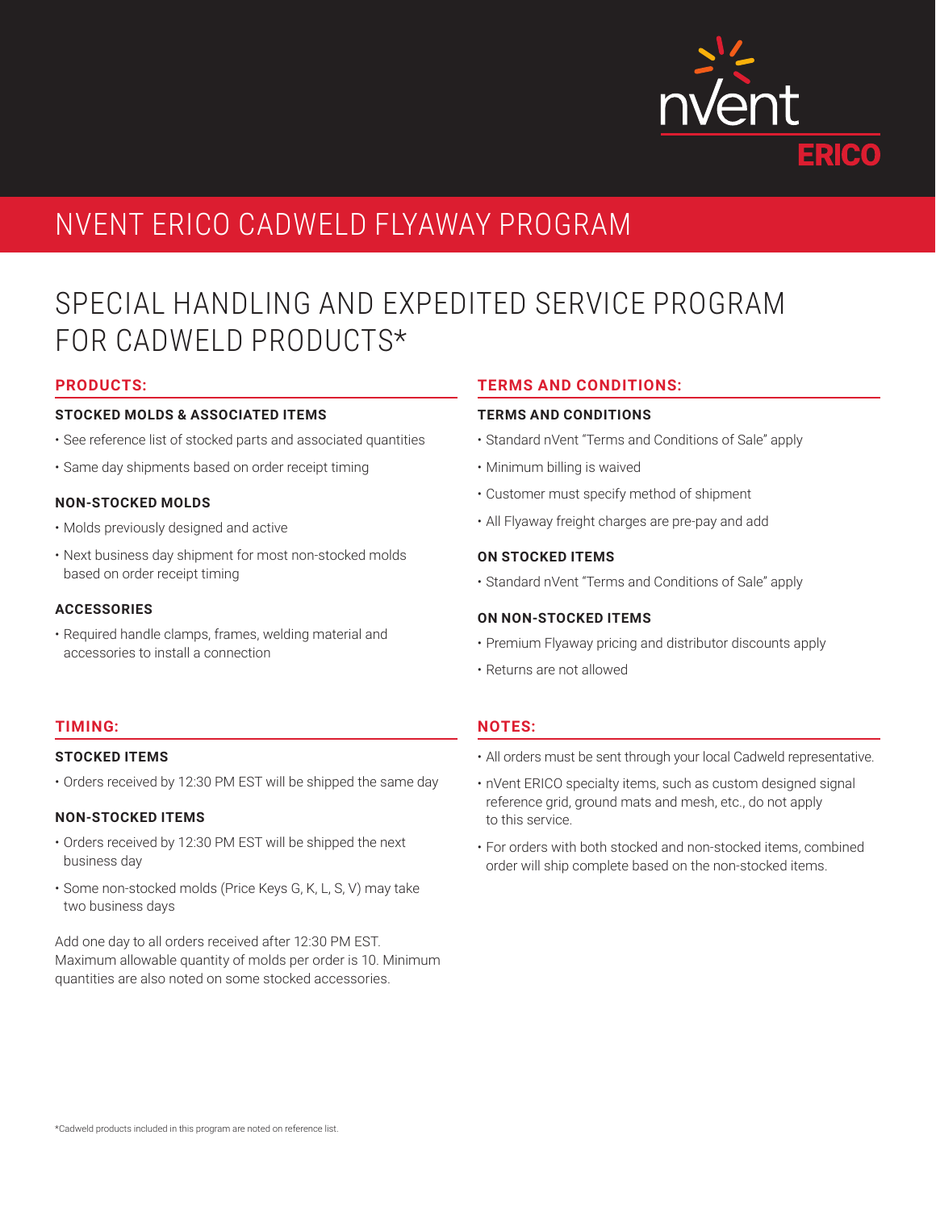# NVENT ERICO CADWELD FLYAWAY PROGRAM

## SPECIAL HANDLING AND EXPEDITED SERVICE PROGRAM FOR CADWELD PRODUCTS*

### PRODUCTS:

**STOCKED MOLDS & ASSOCIATED ITEMS**

- See reference list of stocked parts and associated quantities
- Same day shipments based on order receipt timing

**NON-STOCKED MOLDS**

- Molds previously designed and active
- Next business day shipment for most non-stocked molds based on order receipt timing

**ACCESSORIES**

- Required handle clamps, frames, welding material and accessories to install a connection

### TIMING:

**STOCKED ITEMS**

- Orders received by 12:30 PM EST will be shipped the same day

**NON-STOCKED ITEMS**

- Orders received by 12:30 PM EST will be shipped the next business day
- Some non-stocked molds (Price Keys G, K, L, S, V) may take two business days

Add one day to all orders received after 12:30 PM EST. Maximum allowable quantity of molds per order is 10. Minimum quantities are also noted on some stocked accessories.

### TERMS AND CONDITIONS:

**TERMS AND CONDITIONS**

- Standard nVent "Terms and Conditions of Sale" apply
- Minimum billing is waived
- Customer must specify method of shipment
- All Flyaway freight charges are pre-pay and add

**ON STOCKED ITEMS**

- Standard nVent "Terms and Conditions of Sale" apply

**ON NON-STOCKED ITEMS**

- Premium Flyaway pricing and distributor discounts apply
- Returns are not allowed

### NOTES:

- All orders must be sent through your local Cadweld representative.
- nVent ERICO specialty items, such as custom designed signal reference grid, ground mats and mesh, etc., do not apply to this service.
- For orders with both stocked and non-stocked items, combined order will ship complete based on the non-stocked items.

*Cadweld products included in this program are noted on reference list.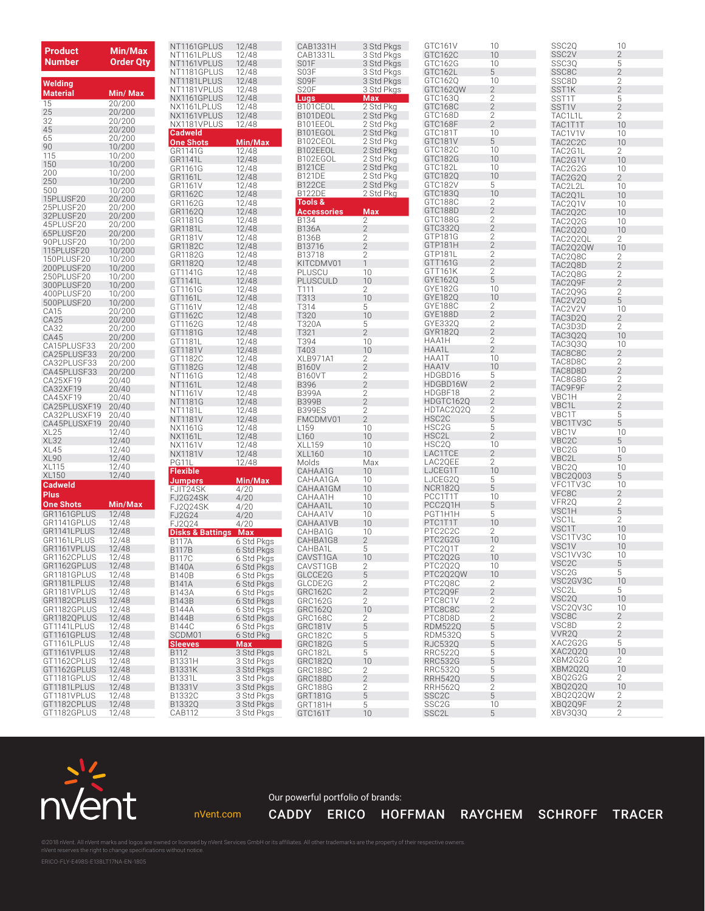| Product Number | Min/Max Order Qty |
|---|---|
| **Welding Material** | **Min/ Max** |
| 15 | 20/200 |
| 25 | 20/200 |
| 32 | 20/200 |
| 45 | 20/200 |
| 65 | 20/200 |
| 90 | 10/200 |
| 115 | 10/200 |
| 150 | 10/200 |
| 200 | 10/200 |
| 250 | 10/200 |
| 500 | 10/200 |
| 15PLUSF20 | 20/200 |
| 25PLUSF20 | 20/200 |
| 32PLUSF20 | 20/200 |
| 45PLUSF20 | 20/200 |
| 65PLUSF20 | 20/200 |
| 90PLUSF20 | 10/200 |
| 115PLUSF20 | 10/200 |
| 150PLUSF20 | 10/200 |
| 200PLUSF20 | 10/200 |
| 250PLUSF20 | 10/200 |
| 300PLUSF20 | 10/200 |
| 400PLUSF20 | 10/200 |
| 500PLUSF20 | 10/200 |
| CA15 | 20/200 |
| CA25 | 20/200 |
| CA32 | 20/200 |
| CA45 | 20/200 |
| CA15PLUSF33 | 20/200 |
| CA25PLUSF33 | 20/200 |
| CA32PLUSF33 | 20/200 |
| CA45PLUSF33 | 20/200 |
| CA25XF19 | 20/40 |
| CA32XF19 | 20/40 |
| CA45XF19 | 20/40 |
| CA25PLUSXF19 | 20/40 |
| CA32PLUSXF19 | 20/40 |
| CA45PLUSXF19 | 20/40 |
| XL25 | 12/40 |
| XL32 | 12/40 |
| XL45 | 12/40 |
| XL90 | 12/40 |
| XL115 | 12/40 |
| XL150 | 12/40 |
| **Cadweld Plus One Shots** | **Min/Max** |
| GR1161GPLUS | 12/48 |
| GR1141GPLUS | 12/48 |
| GR1141LPLUS | 12/48 |
| GR1161LPLUS | 12/48 |
| GR1161VPLUS | 12/48 |
| GR1162GPLUS | 12/48 |
| GR1181GPLUS | 12/48 |
| GR1181LPLUS | 12/48 |
| GR1181VPLUS | 12/48 |
| GR1182CPLUS | 12/48 |
| GR1182GPLUS | 12/48 |
| GR1182QPLUS | 12/48 |
| GT1141LPLUS | 12/48 |
| GT1161GPLUS | 12/48 |
| GT1161LPLUS | 12/48 |
| GT1161VPLUS | 12/48 |
| GT1162CPLUS | 12/48 |
| GT1162GPLUS | 12/48 |
| GT1181GPLUS | 12/48 |
| GT1181LPLUS | 12/48 |
| GT1181VPLUS | 12/48 |
| GT1182CPLUS | 12/48 |
| GT1182GPLUS | 12/48 |
| NT1161GPLUS | 12/48 |
| NT1161LPLUS | 12/48 |
| NT1161VPLUS | 12/48 |
| NT1181GPLUS | 12/48 |
| NT1181LPLUS | 12/48 |
| NT1181VPLUS | 12/48 |
| NX1161GPLUS | 12/48 |
| NX1161LPLUS | 12/48 |
| NX1161VPLUS | 12/48 |
| NX1181VPLUS | 12/48 |
| **Cadweld One Shots** | **Min/Max** |
| GR1141G | 12/48 |
| GR1141L | 12/48 |
| GR1161G | 12/48 |
| GR1161L | 12/48 |
| GR1161V | 12/48 |
| GR1162C | 12/48 |
| GR1162G | 12/48 |
| GR1162Q | 12/48 |
| GR1181G | 12/48 |
| GR1181L | 12/48 |
| GR1181V | 12/48 |
| GR1182C | 12/48 |
| GR1182G | 12/48 |
| GR1182Q | 12/48 |
| GT1141G | 12/48 |
| GT1141L | 12/48 |
| GT1161G | 12/48 |
| GT1161L | 12/48 |
| GT1161V | 12/48 |
| GT1162C | 12/48 |
| GT1162G | 12/48 |
| GT1181G | 12/48 |
| GT1181L | 12/48 |
| GT1181V | 12/48 |
| GT1182C | 12/48 |
| GT1182G | 12/48 |
| NT1161G | 12/48 |
| NT1161L | 12/48 |
| NT1161V | 12/48 |
| NT1181G | 12/48 |
| NT1181L | 12/48 |
| NT1181V | 12/48 |
| NX1161G | 12/48 |
| NX1161L | 12/48 |
| NX1161V | 12/48 |
| NX1181V | 12/48 |
| PG11L | 12/48 |
| **Flexible Jumpers** | **Min/Max** |
| FJIT24SK | 4/20 |
| FJ2G24SK | 4/20 |
| FJ2Q24SK | 4/20 |
| FJ2G24 | 4/20 |
| FJ2Q24 | 4/20 |
| **Disks & Battings** | **Max** |
| B117A | 6 Std Pkgs |
| B117B | 6 Std Pkgs |
| B117C | 6 Std Pkgs |
| B140A | 6 Std Pkgs |
| B140B | 6 Std Pkgs |
| B141A | 6 Std Pkgs |
| B143A | 6 Std Pkgs |
| B143B | 6 Std Pkgs |
| B144A | 6 Std Pkgs |
| B144B | 6 Std Pkgs |
| B144C | 6 Std Pkgs |
| SCDM01 | 6 Std Pkg |
| **Sleeves** | **Max** |
| B112 | 3 Std Pkgs |
| B1331H | 3 Std Pkgs |
| B1331K | 3 Std Pkgs |
| B1331L | 3 Std Pkgs |
| B1331V | 3 Std Pkgs |
| B1332C | 3 Std Pkgs |
| B1332Q | 3 Std Pkgs |
| CAB112 | 3 Std Pkgs |
| CAB1331H | 3 Std Pkgs |
| CAB1331L | 3 Std Pkgs |
| S01F | 3 Std Pkgs |
| S03F | 3 Std Pkgs |
| S09F | 3 Std Pkgs |
| S20F | 3 Std Pkgs |
| **Lugs** | **Max** |
| B101CEOL | 2 Std Pkg |
| B101DEOL | 2 Std Pkg |
| B101EEOL | 2 Std Pkg |
| B101EGOL | 2 Std Pkg |
| B102CEOL | 2 Std Pkg |
| B102EEOL | 2 Std Pkg |
| B102EGOL | 2 Std Pkg |
| B121CE | 2 Std Pkg |
| B121DE | 2 Std Pkg |
| B122CE | 2 Std Pkg |
| B122DE | 2 Std Pkg |
| **Tools & Accessories** | **Max** |
| B134 | 2 |
| B136A | 2 |
| B136B | 2 |
| B13716 | 2 |
| B13718 | 2 |
| KITCDMV01 | 1 |
| PLUSCU | 10 |
| PLUSCULD | 10 |
| T111 | 2 |
| T313 | 10 |
| T314 | 5 |
| T320 | 10 |
| T320A | 5 |
| T321 | 2 |
| T394 | 10 |
| T403 | 10 |
| XLB971A1 | 2 |
| B160V | 2 |
| B160VT | 2 |
| B396 | 2 |
| B399A | 2 |
| B399B | 2 |
| B399ES | 2 |
| FMCDMV01 | 2 |
| L159 | 10 |
| L160 | 10 |
| XLL159 | 10 |
| XLL160 | 10 |
| Molds | Max |
| CAHAA1G | 10 |
| CAHAA1GA | 10 |
| CAHAA1GM | 10 |
| CAHAA1H | 10 |
| CAHAA1L | 10 |
| CAHAA1V | 10 |
| CAHAA1VB | 10 |
| CAHBA1G | 10 |
| CAHBA1G8 | 2 |
| CAHBA1L | 5 |
| CAVST1GA | 10 |
| CAVST1GB | 2 |
| GLCCE2G | 5 |
| GLCDE2G | 2 |
| GRC162C | 2 |
| GRC162G | 2 |
| GRC162Q | 10 |
| GRC168C | 2 |
| GRC181V | 5 |
| GRC182C | 5 |
| GRC182G | 5 |
| GRC182L | 5 |
| GRC182Q | 10 |
| GRC188C | 2 |
| GRC188D | 2 |
| GRC188G | 2 |
| GRT181G | 5 |
| GRT181H | 5 |
| GTC161T | 10 |
| GTC161V | 10 |
| GTC162C | 10 |
| GTC162G | 10 |
| GTC162L | 5 |
| GTC162Q | 10 |
| GTC162QW | 2 |
| GTC163Q | 2 |
| GTC168C | 2 |
| GTC168D | 2 |
| GTC168F | 2 |
| GTC181T | 10 |
| GTC181V | 5 |
| GTC182C | 10 |
| GTC182G | 10 |
| GTC182L | 10 |
| GTC182Q | 10 |
| GTC182V | 5 |
| GTC183Q | 10 |
| GTC188C | 2 |
| GTC188D | 2 |
| GTC188G | 2 |
| GTC332Q | 2 |
| GTP181G | 2 |
| GTP181H | 2 |
| GTP181L | 2 |
| GTT161G | 2 |
| GTT161K | 2 |
| GYE162Q | 5 |
| GYE182G | 10 |
| GYE182Q | 10 |
| GYE188C | 2 |
| GYE188D | 2 |
| GYE332Q | 2 |
| GYR182Q | 2 |
| HAA1H | 2 |
| HAA1L | 2 |
| HAA1T | 10 |
| HAA1V | 10 |
| HDGBD16 | 5 |
| HDGBD16W | 2 |
| HDGBF18 | 2 |
| HDGTC162Q | 2 |
| HDTAC2Q2Q | 2 |
| HSC2C | 5 |
| HSC2G | 5 |
| HSC2L | 2 |
| HSC2Q | 10 |
| LAC1TCE | 2 |
| LAC2QEE | 2 |
| LJCEG1T | 10 |
| LJCEG2Q | 5 |
| NCR182Q | 5 |
| PCC1T1T | 10 |
| PCC2Q1H | 5 |
| PGT1H1H | 5 |
| PTC1T1T | 10 |
| PTC2C2C | 2 |
| PTC2G2G | 10 |
| PTC2Q1T | 2 |
| PTC2Q2G | 10 |
| PTC2Q2Q | 10 |
| PTC2Q2QW | 10 |
| PTC2Q8C | 2 |
| PTC2Q9F | 2 |
| PTC8C1V | 2 |
| PTC8C8C | 2 |
| PTC8D8D | 2 |
| RDM522Q | 5 |
| RDM532Q | 5 |
| RJC532Q | 5 |
| RRC522Q | 5 |
| RRC532G | 5 |
| RRC532Q | 5 |
| RRH542Q | 5 |
| RRH562Q | 2 |
| SSC2C | 5 |
| SSC2G | 10 |
| SSC2L | 5 |
| SSC2Q | 10 |
| SSC2V | 2 |
| SSC3Q | 5 |
| SSC8C | 2 |
| SSC8D | 2 |
| SST1K | 2 |
| SST1T | 5 |
| SST1V | 2 |
| TAC1L1L | 2 |
| TAC1T1T | 10 |
| TAC1V1V | 10 |
| TAC2C2C | 10 |
| TAC2G1L | 2 |
| TAC2G1V | 10 |
| TAC2G2G | 10 |
| TAC2G2Q | 2 |
| TAC2L2L | 10 |
| TAC2Q1L | 10 |
| TAC2Q1V | 10 |
| TAC2Q2C | 10 |
| TAC2Q2G | 10 |
| TAC2Q2Q | 10 |
| TAC2Q2QL | 2 |
| TAC2Q2QW | 10 |
| TAC2Q8C | 2 |
| TAC2Q8D | 2 |
| TAC2Q8G | 2 |
| TAC2Q9F | 2 |
| TAC2Q9G | 2 |
| TAC2V2Q | 5 |
| TAC2V2V | 10 |
| TAC3D2Q | 2 |
| TAC3D3D | 2 |
| TAC3Q2Q | 10 |
| TAC3Q3Q | 10 |
| TAC8C8C | 2 |
| TAC8D8C | 2 |
| TAC8D8D | 2 |
| TAC8G8G | 2 |
| TAC9F9F | 2 |
| VBC1H | 2 |
| VBC1L | 2 |
| VBC1T | 5 |
| VBC1TV3C | 5 |
| VBC1V | 10 |
| VBC2C | 5 |
| VBC2G | 10 |
| VBC2L | 5 |
| VBC2Q | 10 |
| VBC2Q003 | 5 |
| VFC1TV3C | 10 |
| VFC8C | 2 |
| VFR2Q | 2 |
| VSC1H | 5 |
| VSC1L | 2 |
| VSC1T | 10 |
| VSC1TV3C | 10 |
| VSC1V | 10 |
| VSC1VV3C | 10 |
| VSC2C | 5 |
| VSC2G | 5 |
| VSC2GV3C | 10 |
| VSC2L | 5 |
| VSC2Q | 10 |
| VSC2QV3C | 10 |
| VSC8C | 2 |
| VSC8D | 2 |
| VVR2Q | 2 |
| XAC2G2G | 5 |
| XAC2Q2Q | 10 |
| XBM2G2G | 2 |
| XBM2Q2Q | 10 |
| XBQ2G2G | 2 |
| XBQ2Q2Q | 10 |
| XBQ2Q2QW | 2 |
| XBQ2Q9F | 2 |
| XBV3Q3Q | 2 |

nVent.com

Our powerful portfolio of brands:

CADDY ERICO HOFFMAN RAYCHEM SCHROFF TRACER

©2018 nVent. All nVent marks and logos are owned or licensed by nVent Services GmbH or its affiliates. All other trademarks are the property of their respective owners. nVent reserves the right to change specifications without notice.

ERICO-FLY-E498S-E138LT17NA-EN-1805